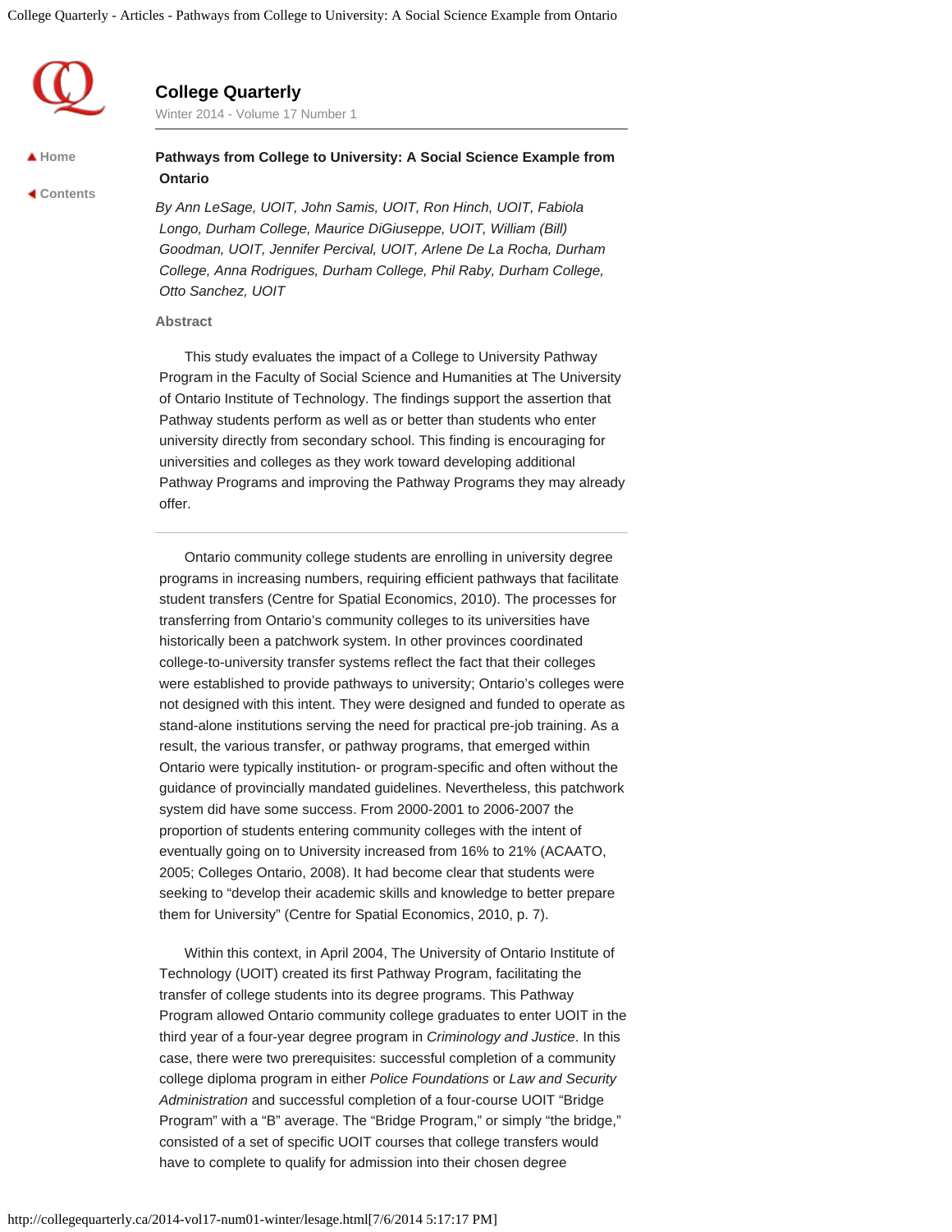**College Quarterly**

Winter 2014 - Volume 17 Number 1

Home

Contents

# Pathways from College to University: A Social Science Example from Ontario

*By Ann LeSage, UOIT, John Samis, UOIT, Ron Hinch, UOIT, Fabiola Longo, Durham College, Maurice DiGiuseppe, UOIT, William (Bill) Goodman, UOIT, Jennifer Percival, UOIT, Arlene De La Rocha, Durham College, Anna Rodrigues, Durham College, Phil Raby, Durham College, Otto Sanchez, UOIT*

## Abstract

This study evaluates the impact of a College to University Pathway Program in the Faculty of Social Science and Humanities at The University of Ontario Institute of Technology. The findings support the assertion that Pathway students perform as well as or better than students who enter university directly from secondary school. This finding is encouraging for universities and colleges as they work toward developing additional Pathway Programs and improving the Pathway Programs they may already offer.

---

Ontario community college students are enrolling in university degree programs in increasing numbers, requiring efficient pathways that facilitate student transfers (Centre for Spatial Economics, 2010). The processes for transferring from Ontario's community colleges to its universities have historically been a patchwork system. In other provinces coordinated college-to-university transfer systems reflect the fact that their colleges were established to provide pathways to university; Ontario's colleges were not designed with this intent. They were designed and funded to operate as stand-alone institutions serving the need for practical pre-job training. As a result, the various transfer, or pathway programs, that emerged within Ontario were typically institution- or program-specific and often without the guidance of provincially mandated guidelines. Nevertheless, this patchwork system did have some success. From 2000-2001 to 2006-2007 the proportion of students entering community colleges with the intent of eventually going on to University increased from 16% to 21% (ACAATO, 2005; Colleges Ontario, 2008). It had become clear that students were seeking to "develop their academic skills and knowledge to better prepare them for University" (Centre for Spatial Economics, 2010, p. 7).

Within this context, in April 2004, The University of Ontario Institute of Technology (UOIT) created its first Pathway Program, facilitating the transfer of college students into its degree programs. This Pathway Program allowed Ontario community college graduates to enter UOIT in the third year of a four-year degree program in *Criminology and Justice*. In this case, there were two prerequisites: successful completion of a community college diploma program in either *Police Foundations* or *Law and Security Administration* and successful completion of a four-course UOIT "Bridge Program" with a "B" average. The "Bridge Program," or simply "the bridge," consisted of a set of specific UOIT courses that college transfers would have to complete to qualify for admission into their chosen degree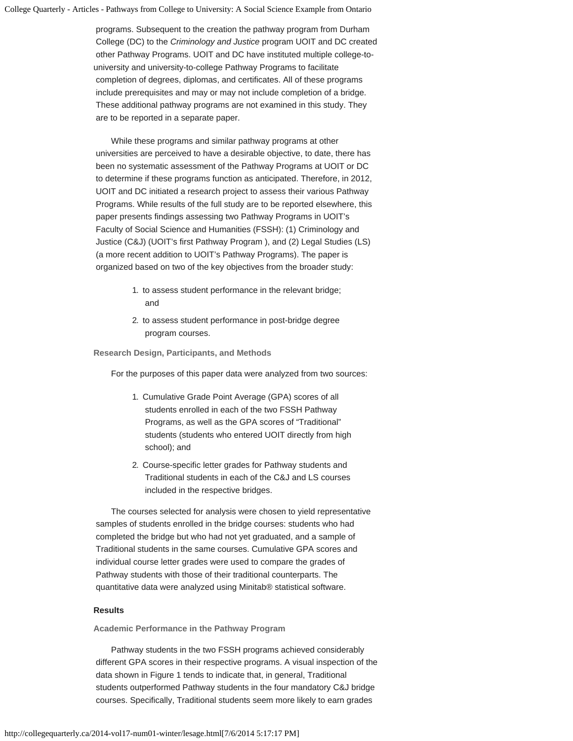programs. Subsequent to the creation the pathway program from Durham College (DC) to the *Criminology and Justice* program UOIT and DC created other Pathway Programs. UOIT and DC have instituted multiple college-to-university and university-to-college Pathway Programs to facilitate completion of degrees, diplomas, and certificates. All of these programs include prerequisites and may or may not include completion of a bridge. These additional pathway programs are not examined in this study. They are to be reported in a separate paper.

While these programs and similar pathway programs at other universities are perceived to have a desirable objective, to date, there has been no systematic assessment of the Pathway Programs at UOIT or DC to determine if these programs function as anticipated. Therefore, in 2012, UOIT and DC initiated a research project to assess their various Pathway Programs. While results of the full study are to be reported elsewhere, this paper presents findings assessing two Pathway Programs in UOIT's Faculty of Social Science and Humanities (FSSH): (1) Criminology and Justice (C&J) (UOIT's first Pathway Program ), and (2) Legal Studies (LS) (a more recent addition to UOIT's Pathway Programs). The paper is organized based on two of the key objectives from the broader study:

1. to assess student performance in the relevant bridge; and
2. to assess student performance in post-bridge degree program courses.

### Research Design, Participants, and Methods

For the purposes of this paper data were analyzed from two sources:

1. Cumulative Grade Point Average (GPA) scores of all students enrolled in each of the two FSSH Pathway Programs, as well as the GPA scores of "Traditional" students (students who entered UOIT directly from high school); and
2. Course-specific letter grades for Pathway students and Traditional students in each of the C&J and LS courses included in the respective bridges.

The courses selected for analysis were chosen to yield representative samples of students enrolled in the bridge courses: students who had completed the bridge but who had not yet graduated, and a sample of Traditional students in the same courses. Cumulative GPA scores and individual course letter grades were used to compare the grades of Pathway students with those of their traditional counterparts. The quantitative data were analyzed using Minitab® statistical software.

## Results

### Academic Performance in the Pathway Program

Pathway students in the two FSSH programs achieved considerably different GPA scores in their respective programs. A visual inspection of the data shown in Figure 1 tends to indicate that, in general, Traditional students outperformed Pathway students in the four mandatory C&J bridge courses. Specifically, Traditional students seem more likely to earn grades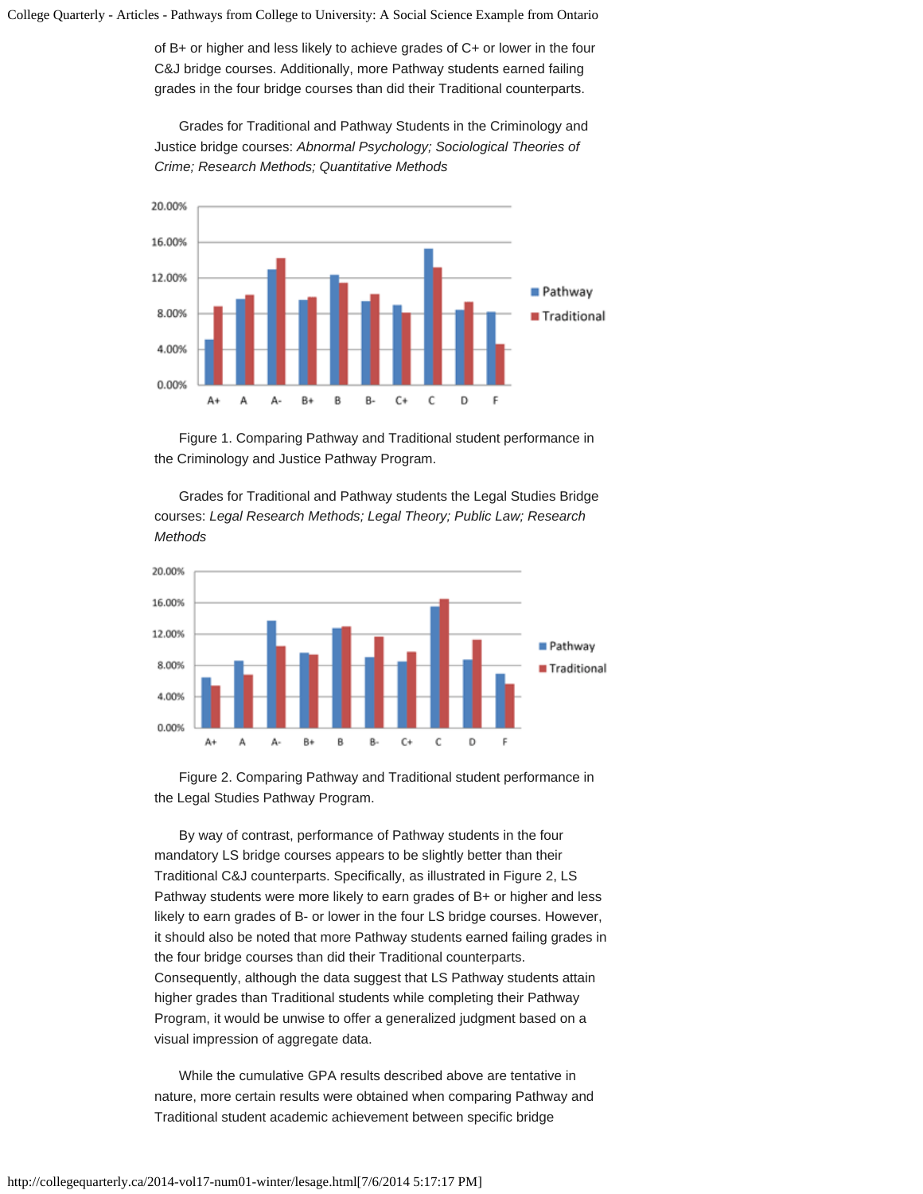of B+ or higher and less likely to achieve grades of C+ or lower in the four C&J bridge courses. Additionally, more Pathway students earned failing grades in the four bridge courses than did their Traditional counterparts.

Grades for Traditional and Pathway Students in the Criminology and Justice bridge courses: *Abnormal Psychology; Sociological Theories of Crime; Research Methods; Quantitative Methods*

Figure 1. Comparing Pathway and Traditional student performance in the Criminology and Justice Pathway Program.

Grades for Traditional and Pathway students the Legal Studies Bridge courses: *Legal Research Methods; Legal Theory; Public Law; Research Methods*

Figure 2. Comparing Pathway and Traditional student performance in the Legal Studies Pathway Program.

By way of contrast, performance of Pathway students in the four mandatory LS bridge courses appears to be slightly better than their Traditional C&J counterparts. Specifically, as illustrated in Figure 2, LS Pathway students were more likely to earn grades of B+ or higher and less likely to earn grades of B- or lower in the four LS bridge courses. However, it should also be noted that more Pathway students earned failing grades in the four bridge courses than did their Traditional counterparts. Consequently, although the data suggest that LS Pathway students attain higher grades than Traditional students while completing their Pathway Program, it would be unwise to offer a generalized judgment based on a visual impression of aggregate data.

While the cumulative GPA results described above are tentative in nature, more certain results were obtained when comparing Pathway and Traditional student academic achievement between specific bridge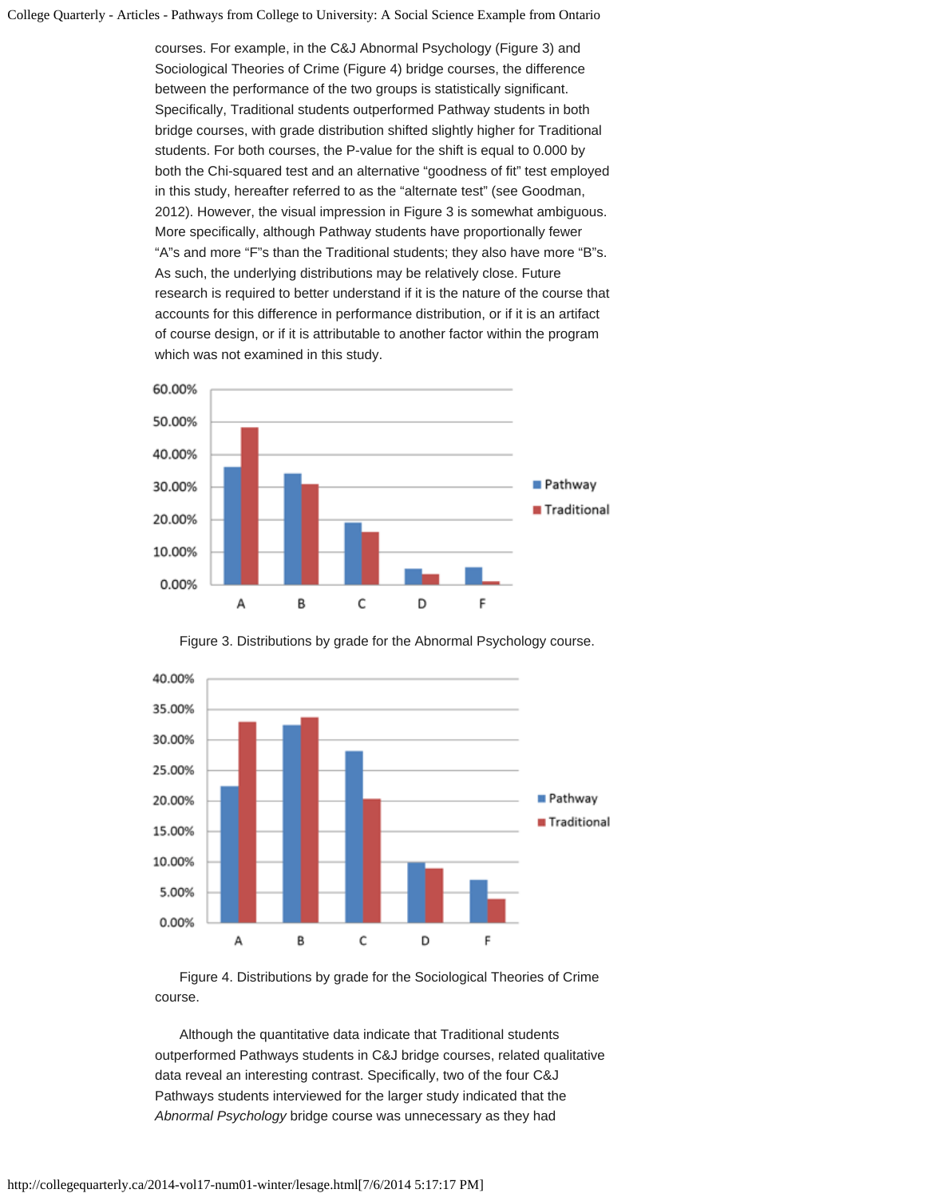courses. For example, in the C&J Abnormal Psychology (Figure 3) and Sociological Theories of Crime (Figure 4) bridge courses, the difference between the performance of the two groups is statistically significant. Specifically, Traditional students outperformed Pathway students in both bridge courses, with grade distribution shifted slightly higher for Traditional students. For both courses, the P-value for the shift is equal to 0.000 by both the Chi-squared test and an alternative "goodness of fit" test employed in this study, hereafter referred to as the "alternate test" (see Goodman, 2012). However, the visual impression in Figure 3 is somewhat ambiguous. More specifically, although Pathway students have proportionally fewer "A"s and more "F"s than the Traditional students; they also have more "B"s. As such, the underlying distributions may be relatively close. Future research is required to better understand if it is the nature of the course that accounts for this difference in performance distribution, or if it is an artifact of course design, or if it is attributable to another factor within the program which was not examined in this study.

Figure 3. Distributions by grade for the Abnormal Psychology course.

Figure 4. Distributions by grade for the Sociological Theories of Crime course.

Although the quantitative data indicate that Traditional students outperformed Pathways students in C&J bridge courses, related qualitative data reveal an interesting contrast. Specifically, two of the four C&J Pathways students interviewed for the larger study indicated that the *Abnormal Psychology* bridge course was unnecessary as they had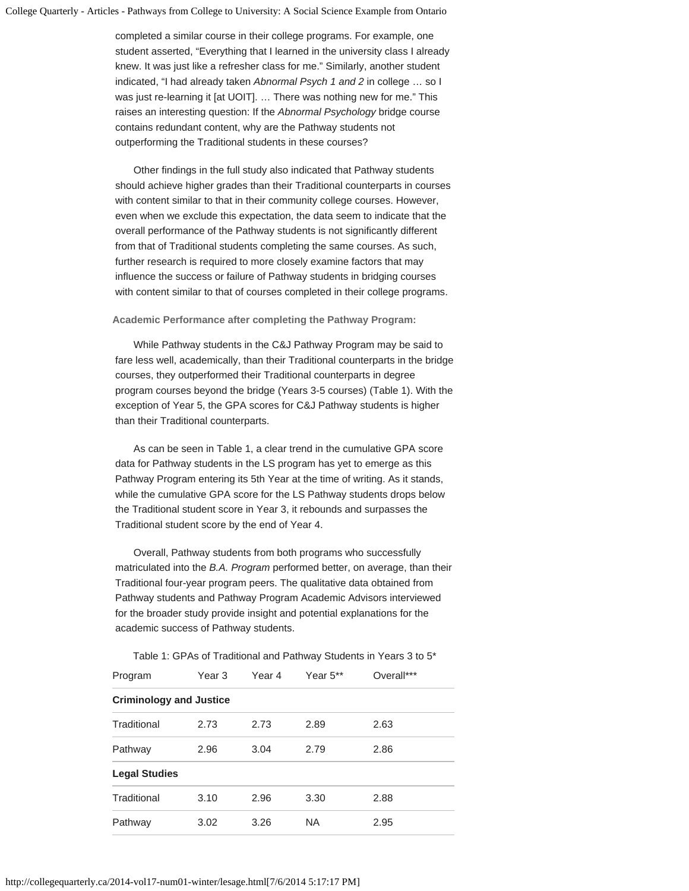completed a similar course in their college programs. For example, one student asserted, "Everything that I learned in the university class I already knew. It was just like a refresher class for me." Similarly, another student indicated, "I had already taken *Abnormal Psych 1 and 2* in college … so I was just re-learning it [at UOIT]. … There was nothing new for me." This raises an interesting question: If the *Abnormal Psychology* bridge course contains redundant content, why are the Pathway students not outperforming the Traditional students in these courses?

Other findings in the full study also indicated that Pathway students should achieve higher grades than their Traditional counterparts in courses with content similar to that in their community college courses. However, even when we exclude this expectation, the data seem to indicate that the overall performance of the Pathway students is not significantly different from that of Traditional students completing the same courses. As such, further research is required to more closely examine factors that may influence the success or failure of Pathway students in bridging courses with content similar to that of courses completed in their college programs.

**Academic Performance after completing the Pathway Program:**

While Pathway students in the C&J Pathway Program may be said to fare less well, academically, than their Traditional counterparts in the bridge courses, they outperformed their Traditional counterparts in degree program courses beyond the bridge (Years 3-5 courses) (Table 1). With the exception of Year 5, the GPA scores for C&J Pathway students is higher than their Traditional counterparts.

As can be seen in Table 1, a clear trend in the cumulative GPA score data for Pathway students in the LS program has yet to emerge as this Pathway Program entering its 5th Year at the time of writing. As it stands, while the cumulative GPA score for the LS Pathway students drops below the Traditional student score in Year 3, it rebounds and surpasses the Traditional student score by the end of Year 4.

Overall, Pathway students from both programs who successfully matriculated into the *B.A. Program* performed better, on average, than their Traditional four-year program peers. The qualitative data obtained from Pathway students and Pathway Program Academic Advisors interviewed for the broader study provide insight and potential explanations for the academic success of Pathway students.

Table 1: GPAs of Traditional and Pathway Students in Years 3 to 5*

| Program | Year 3 | Year 4 | Year 5** | Overall*** |
|---|---|---|---|---|
| **Criminology and Justice** | | | | |
| Traditional | 2.73 | 2.73 | 2.89 | 2.63 |
| Pathway | 2.96 | 3.04 | 2.79 | 2.86 |
| **Legal Studies** | | | | |
| Traditional | 3.10 | 2.96 | 3.30 | 2.88 |
| Pathway | 3.02 | 3.26 | NA | 2.95 |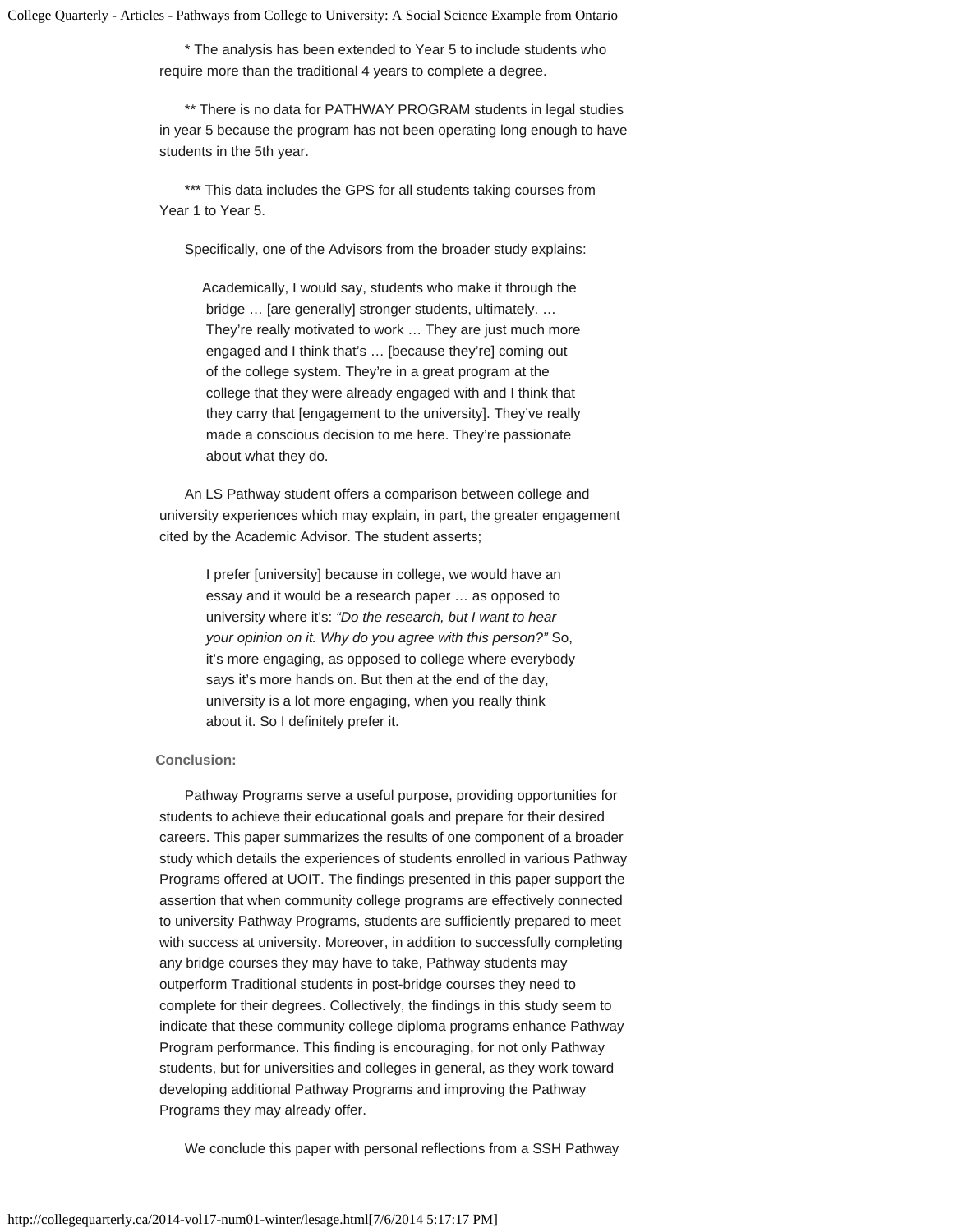\* The analysis has been extended to Year 5 to include students who require more than the traditional 4 years to complete a degree.

\*\* There is no data for PATHWAY PROGRAM students in legal studies in year 5 because the program has not been operating long enough to have students in the 5th year.

\*\*\* This data includes the GPS for all students taking courses from Year 1 to Year 5.

Specifically, one of the Advisors from the broader study explains:

> Academically, I would say, students who make it through the bridge … [are generally] stronger students, ultimately. … They're really motivated to work … They are just much more engaged and I think that's … [because they're] coming out of the college system. They're in a great program at the college that they were already engaged with and I think that they carry that [engagement to the university]. They've really made a conscious decision to me here. They're passionate about what they do.

An LS Pathway student offers a comparison between college and university experiences which may explain, in part, the greater engagement cited by the Academic Advisor. The student asserts;

> I prefer [university] because in college, we would have an essay and it would be a research paper … as opposed to university where it's: *"Do the research, but I want to hear your opinion on it. Why do you agree with this person?"* So, it's more engaging, as opposed to college where everybody says it's more hands on. But then at the end of the day, university is a lot more engaging, when you really think about it. So I definitely prefer it.

**Conclusion:**

Pathway Programs serve a useful purpose, providing opportunities for students to achieve their educational goals and prepare for their desired careers. This paper summarizes the results of one component of a broader study which details the experiences of students enrolled in various Pathway Programs offered at UOIT. The findings presented in this paper support the assertion that when community college programs are effectively connected to university Pathway Programs, students are sufficiently prepared to meet with success at university. Moreover, in addition to successfully completing any bridge courses they may have to take, Pathway students may outperform Traditional students in post-bridge courses they need to complete for their degrees. Collectively, the findings in this study seem to indicate that these community college diploma programs enhance Pathway Program performance. This finding is encouraging, for not only Pathway students, but for universities and colleges in general, as they work toward developing additional Pathway Programs and improving the Pathway Programs they may already offer.

We conclude this paper with personal reflections from a SSH Pathway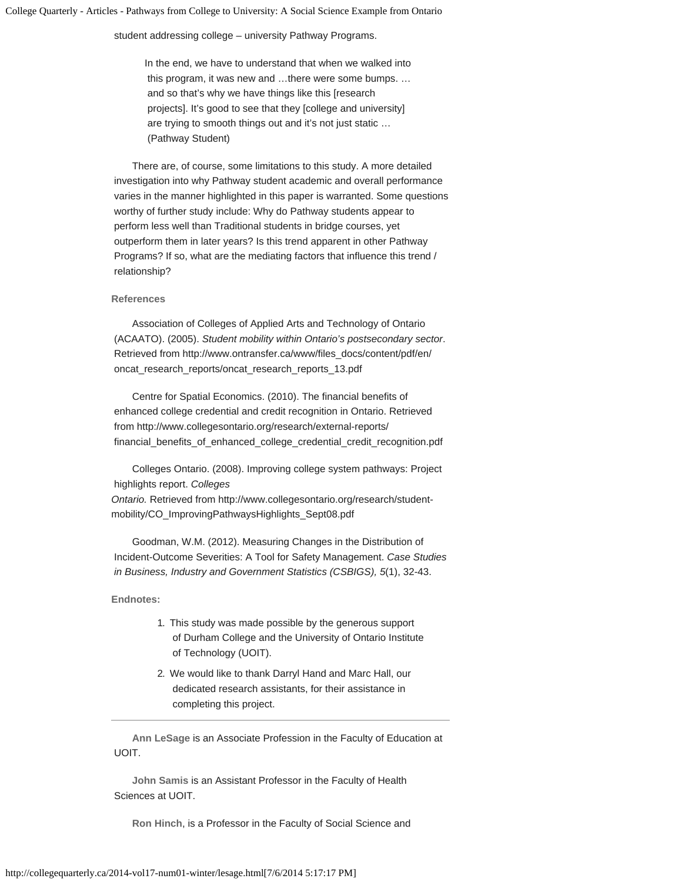student addressing college – university Pathway Programs.

> In the end, we have to understand that when we walked into this program, it was new and …there were some bumps. … and so that's why we have things like this [research projects]. It's good to see that they [college and university] are trying to smooth things out and it's not just static … (Pathway Student)

There are, of course, some limitations to this study. A more detailed investigation into why Pathway student academic and overall performance varies in the manner highlighted in this paper is warranted. Some questions worthy of further study include: Why do Pathway students appear to perform less well than Traditional students in bridge courses, yet outperform them in later years? Is this trend apparent in other Pathway Programs? If so, what are the mediating factors that influence this trend / relationship?

#### References

Association of Colleges of Applied Arts and Technology of Ontario (ACAATO). (2005). *Student mobility within Ontario's postsecondary sector*. Retrieved from http://www.ontransfer.ca/www/files_docs/content/pdf/en/oncat_research_reports/oncat_research_reports_13.pdf

Centre for Spatial Economics. (2010). The financial benefits of enhanced college credential and credit recognition in Ontario. Retrieved from http://www.collegesontario.org/research/external-reports/financial_benefits_of_enhanced_college_credential_credit_recognition.pdf

Colleges Ontario. (2008). Improving college system pathways: Project highlights report. *Colleges Ontario.* Retrieved from http://www.collegesontario.org/research/student-mobility/CO_ImprovingPathwaysHighlights_Sept08.pdf

Goodman, W.M. (2012). Measuring Changes in the Distribution of Incident-Outcome Severities: A Tool for Safety Management. *Case Studies in Business, Industry and Government Statistics (CSBIGS), 5*(1), 32-43.

#### Endnotes:

1. This study was made possible by the generous support of Durham College and the University of Ontario Institute of Technology (UOIT).
2. We would like to thank Darryl Hand and Marc Hall, our dedicated research assistants, for their assistance in completing this project.

---

**Ann LeSage** is an Associate Profession in the Faculty of Education at UOIT.

**John Samis** is an Assistant Professor in the Faculty of Health Sciences at UOIT.

**Ron Hinch**, is a Professor in the Faculty of Social Science and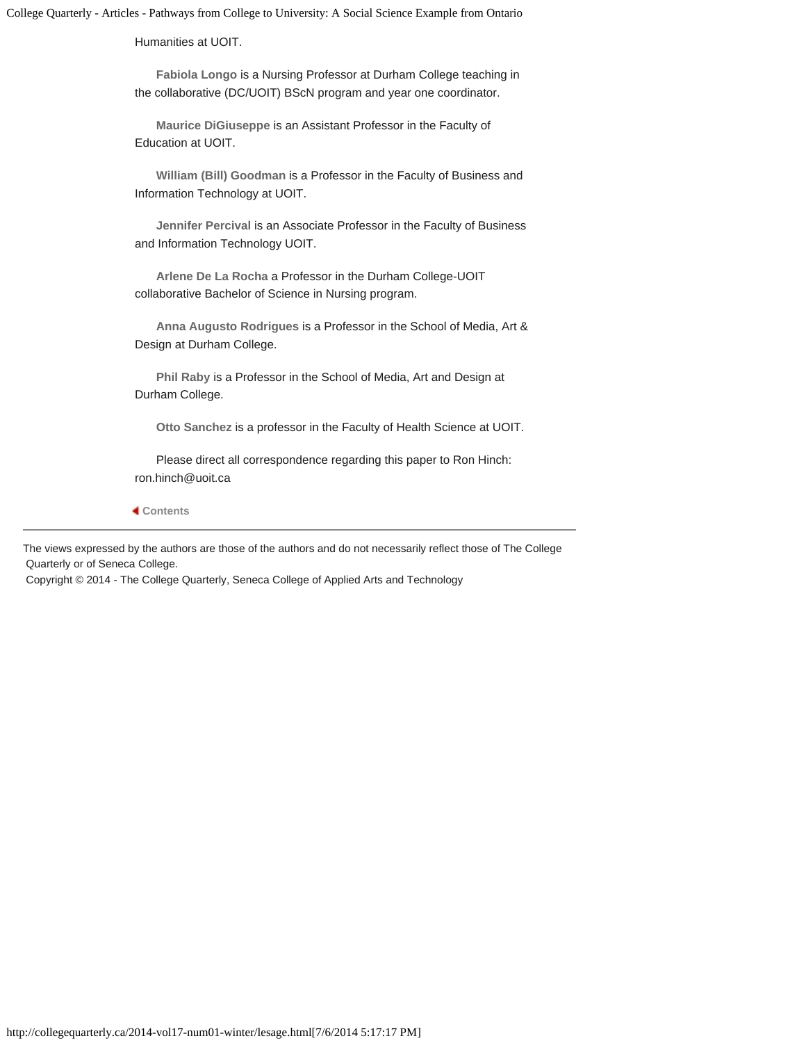Humanities at UOIT.

**Fabiola Longo** is a Nursing Professor at Durham College teaching in the collaborative (DC/UOIT) BScN program and year one coordinator.

**Maurice DiGiuseppe** is an Assistant Professor in the Faculty of Education at UOIT.

**William (Bill) Goodman** is a Professor in the Faculty of Business and Information Technology at UOIT.

**Jennifer Percival** is an Associate Professor in the Faculty of Business and Information Technology UOIT.

**Arlene De La Rocha** a Professor in the Durham College-UOIT collaborative Bachelor of Science in Nursing program.

**Anna Augusto Rodrigues** is a Professor in the School of Media, Art & Design at Durham College.

**Phil Raby** is a Professor in the School of Media, Art and Design at Durham College.

**Otto Sanchez** is a professor in the Faculty of Health Science at UOIT.

Please direct all correspondence regarding this paper to Ron Hinch: ron.hinch@uoit.ca

Contents

---

The views expressed by the authors are those of the authors and do not necessarily reflect those of The College Quarterly or of Seneca College.

Copyright © 2014 - The College Quarterly, Seneca College of Applied Arts and Technology